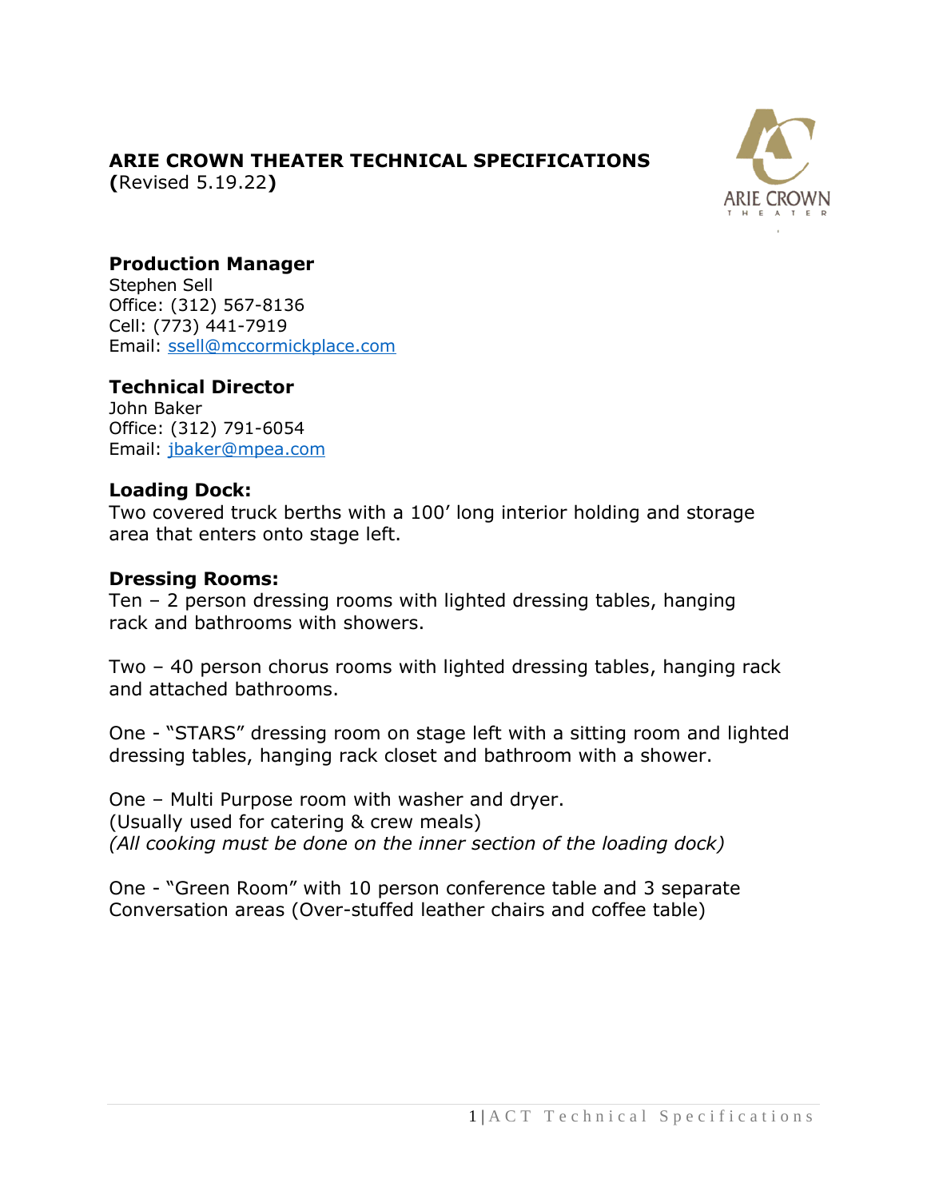# ARIE CROWN THEATER TECHNICAL SPECIFICATIONS

**(**Revised 5.19.22**)**

### Production Manager

Stephen Sell
Office: (312) 567-8136
Cell: (773) 441-7919
Email: ssell@mccormickplace.com

### Technical Director

John Baker
Office: (312) 791-6054
Email: jbaker@mpea.com

### Loading Dock:

Two covered truck berths with a 100' long interior holding and storage area that enters onto stage left.

### Dressing Rooms:

Ten – 2 person dressing rooms with lighted dressing tables, hanging rack and bathrooms with showers.

Two – 40 person chorus rooms with lighted dressing tables, hanging rack and attached bathrooms.

One - "STARS" dressing room on stage left with a sitting room and lighted dressing tables, hanging rack closet and bathroom with a shower.

One – Multi Purpose room with washer and dryer.
(Usually used for catering & crew meals)
*(All cooking must be done on the inner section of the loading dock)*

One - "Green Room" with 10 person conference table and 3 separate Conversation areas (Over-stuffed leather chairs and coffee table)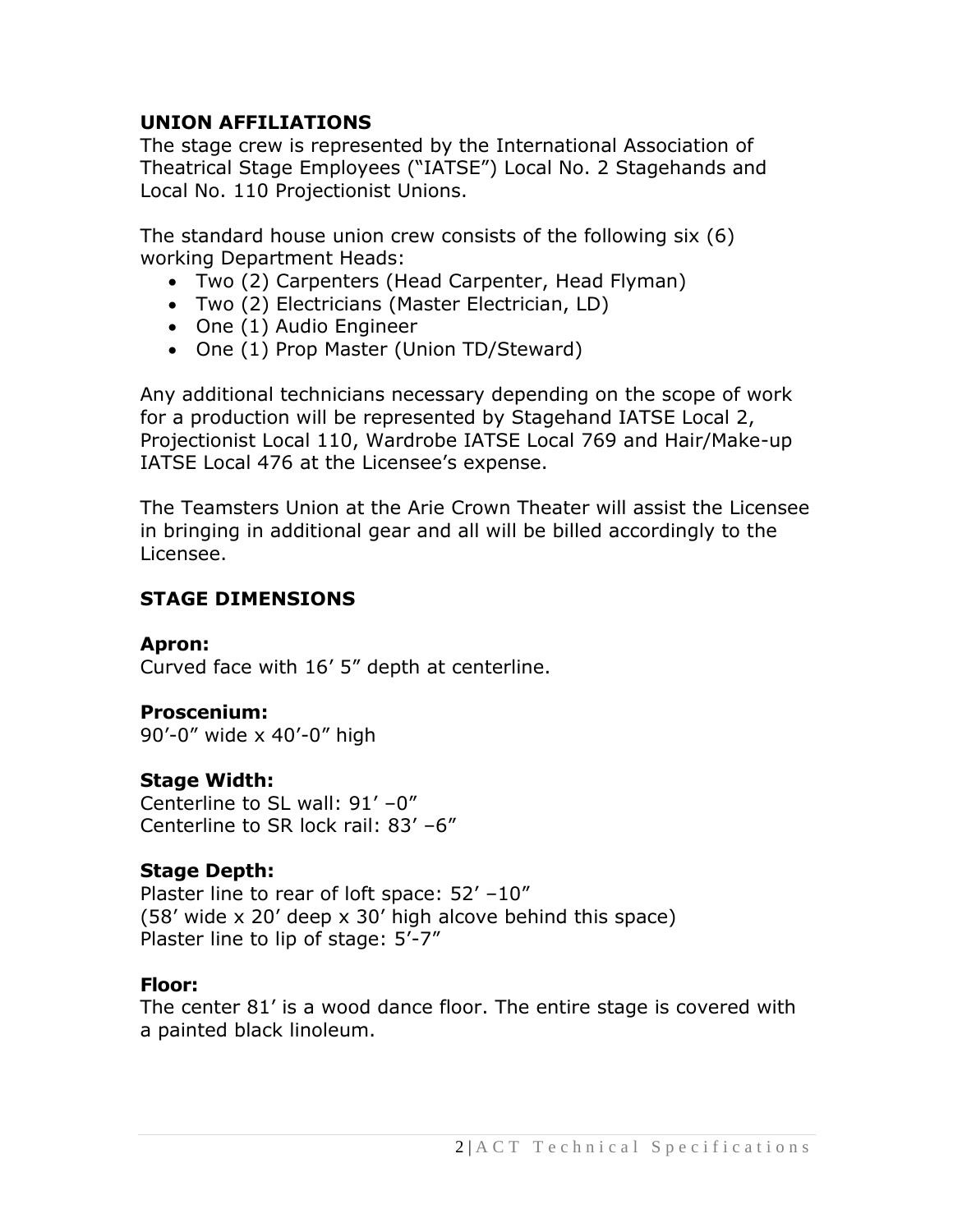## UNION AFFILIATIONS

The stage crew is represented by the International Association of Theatrical Stage Employees ("IATSE") Local No. 2 Stagehands and Local No. 110 Projectionist Unions.

The standard house union crew consists of the following six (6) working Department Heads:

- Two (2) Carpenters (Head Carpenter, Head Flyman)
- Two (2) Electricians (Master Electrician, LD)
- One (1) Audio Engineer
- One (1) Prop Master (Union TD/Steward)

Any additional technicians necessary depending on the scope of work for a production will be represented by Stagehand IATSE Local 2, Projectionist Local 110, Wardrobe IATSE Local 769 and Hair/Make-up IATSE Local 476 at the Licensee's expense.

The Teamsters Union at the Arie Crown Theater will assist the Licensee in bringing in additional gear and all will be billed accordingly to the Licensee.

## STAGE DIMENSIONS

### Apron:

Curved face with 16' 5" depth at centerline.

### Proscenium:

90'-0" wide x 40'-0" high

### Stage Width:

Centerline to SL wall: 91' –0"
Centerline to SR lock rail: 83' –6"

### Stage Depth:

Plaster line to rear of loft space: 52' –10"
(58' wide x 20' deep x 30' high alcove behind this space)
Plaster line to lip of stage: 5'-7"

### Floor:

The center 81' is a wood dance floor. The entire stage is covered with a painted black linoleum.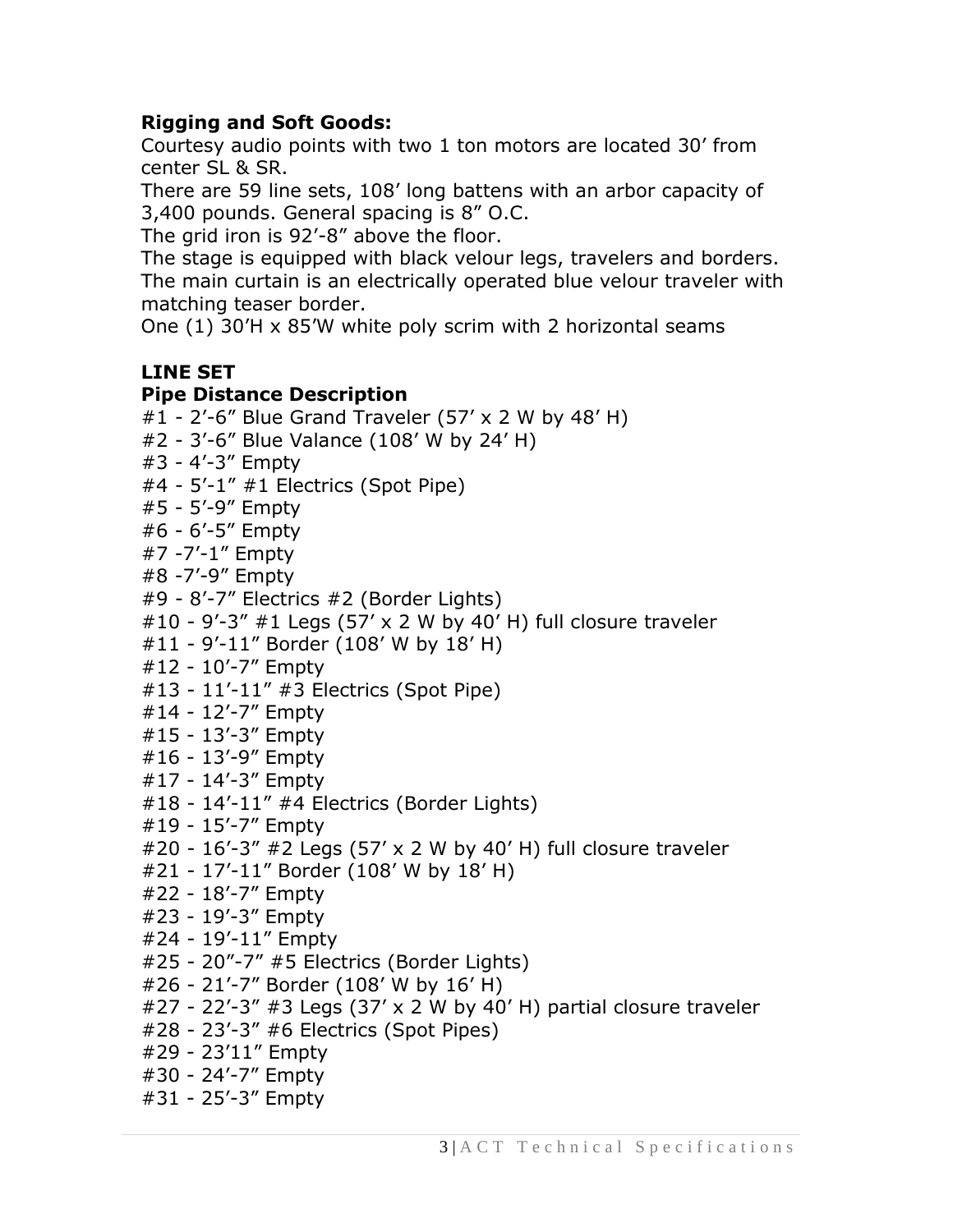**Rigging and Soft Goods:**

Courtesy audio points with two 1 ton motors are located 30’ from center SL & SR.

There are 59 line sets, 108’ long battens with an arbor capacity of 3,400 pounds. General spacing is 8” O.C.

The grid iron is 92’-8” above the floor.

The stage is equipped with black velour legs, travelers and borders.

The main curtain is an electrically operated blue velour traveler with matching teaser border.

One (1) 30’H x 85’W white poly scrim with 2 horizontal seams

**LINE SET**

**Pipe Distance Description**

#1 - 2’-6” Blue Grand Traveler (57’ x 2 W by 48’ H)
#2 - 3’-6” Blue Valance (108’ W by 24’ H)
#3 - 4’-3” Empty
#4 - 5’-1” #1 Electrics (Spot Pipe)
#5 - 5’-9” Empty
#6 - 6’-5” Empty
#7 -7’-1” Empty
#8 -7’-9” Empty
#9 - 8’-7” Electrics #2 (Border Lights)
#10 - 9’-3” #1 Legs (57’ x 2 W by 40’ H) full closure traveler
#11 - 9’-11” Border (108’ W by 18’ H)
#12 - 10’-7” Empty
#13 - 11’-11” #3 Electrics (Spot Pipe)
#14 - 12’-7” Empty
#15 - 13’-3” Empty
#16 - 13’-9” Empty
#17 - 14’-3” Empty
#18 - 14’-11” #4 Electrics (Border Lights)
#19 - 15’-7” Empty
#20 - 16’-3” #2 Legs (57’ x 2 W by 40’ H) full closure traveler
#21 - 17’-11” Border (108’ W by 18’ H)
#22 - 18’-7” Empty
#23 - 19’-3” Empty
#24 - 19’-11” Empty
#25 - 20”-7” #5 Electrics (Border Lights)
#26 - 21’-7” Border (108’ W by 16’ H)
#27 - 22’-3” #3 Legs (37’ x 2 W by 40’ H) partial closure traveler
#28 - 23’-3” #6 Electrics (Spot Pipes)
#29 - 23’11” Empty
#30 - 24’-7” Empty
#31 - 25’-3” Empty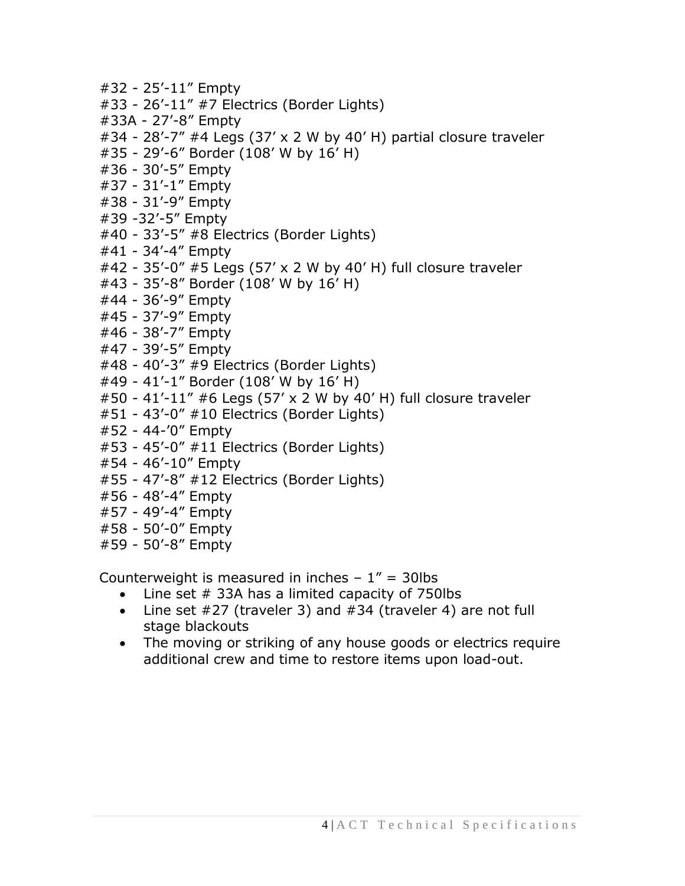#32 - 25'-11" Empty
#33 - 26'-11" #7 Electrics (Border Lights)
#33A - 27'-8" Empty
#34 - 28'-7" #4 Legs (37' x 2 W by 40' H) partial closure traveler
#35 - 29'-6" Border (108' W by 16' H)
#36 - 30'-5" Empty
#37 - 31'-1" Empty
#38 - 31'-9" Empty
#39 -32'-5" Empty
#40 - 33'-5" #8 Electrics (Border Lights)
#41 - 34'-4" Empty
#42 - 35'-0" #5 Legs (57' x 2 W by 40' H) full closure traveler
#43 - 35'-8" Border (108' W by 16' H)
#44 - 36'-9" Empty
#45 - 37'-9" Empty
#46 - 38'-7" Empty
#47 - 39'-5" Empty
#48 - 40'-3" #9 Electrics (Border Lights)
#49 - 41'-1" Border (108' W by 16' H)
#50 - 41'-11" #6 Legs (57' x 2 W by 40' H) full closure traveler
#51 - 43'-0" #10 Electrics (Border Lights)
#52 - 44-'0" Empty
#53 - 45'-0" #11 Electrics (Border Lights)
#54 - 46'-10" Empty
#55 - 47'-8" #12 Electrics (Border Lights)
#56 - 48'-4" Empty
#57 - 49'-4" Empty
#58 - 50'-0" Empty
#59 - 50'-8" Empty

Counterweight is measured in inches – 1" = 30lbs

- Line set # 33A has a limited capacity of 750lbs
- Line set #27 (traveler 3) and #34 (traveler 4) are not full stage blackouts
- The moving or striking of any house goods or electrics require additional crew and time to restore items upon load-out.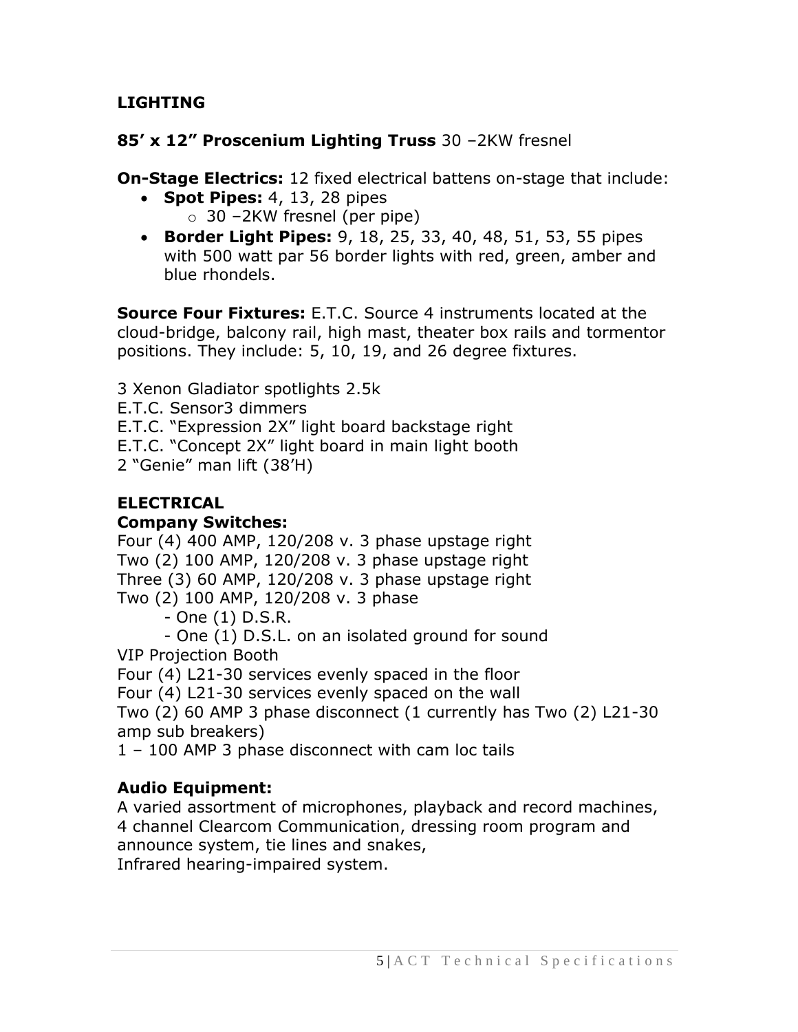## LIGHTING

**85' x 12" Proscenium Lighting Truss** 30 –2KW fresnel

**On-Stage Electrics:** 12 fixed electrical battens on-stage that include:

- **Spot Pipes:** 4, 13, 28 pipes
  - 30 –2KW fresnel (per pipe)
- **Border Light Pipes:** 9, 18, 25, 33, 40, 48, 51, 53, 55 pipes with 500 watt par 56 border lights with red, green, amber and blue rhondels.

**Source Four Fixtures:** E.T.C. Source 4 instruments located at the cloud-bridge, balcony rail, high mast, theater box rails and tormentor positions. They include: 5, 10, 19, and 26 degree fixtures.

3 Xenon Gladiator spotlights 2.5k
E.T.C. Sensor3 dimmers
E.T.C. "Expression 2X" light board backstage right
E.T.C. "Concept 2X" light board in main light booth
2 "Genie" man lift (38'H)

## ELECTRICAL

**Company Switches:**

Four (4) 400 AMP, 120/208 v. 3 phase upstage right
Two (2) 100 AMP, 120/208 v. 3 phase upstage right
Three (3) 60 AMP, 120/208 v. 3 phase upstage right
Two (2) 100 AMP, 120/208 v. 3 phase
- One (1) D.S.R.
- One (1) D.S.L. on an isolated ground for sound

VIP Projection Booth
Four (4) L21-30 services evenly spaced in the floor
Four (4) L21-30 services evenly spaced on the wall
Two (2) 60 AMP 3 phase disconnect (1 currently has Two (2) L21-30 amp sub breakers)
1 – 100 AMP 3 phase disconnect with cam loc tails

**Audio Equipment:**

A varied assortment of microphones, playback and record machines, 4 channel Clearcom Communication, dressing room program and announce system, tie lines and snakes,
Infrared hearing-impaired system.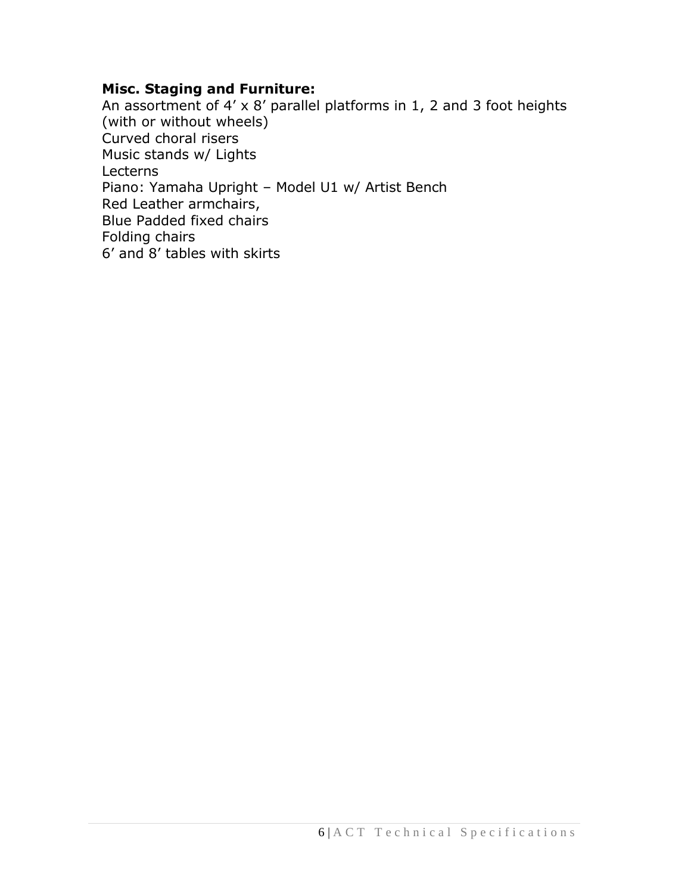**Misc. Staging and Furniture:**
An assortment of 4’ x 8’ parallel platforms in 1, 2 and 3 foot heights (with or without wheels)
Curved choral risers
Music stands w/ Lights
Lecterns
Piano: Yamaha Upright – Model U1 w/ Artist Bench
Red Leather armchairs,
Blue Padded fixed chairs
Folding chairs
6’ and 8’ tables with skirts